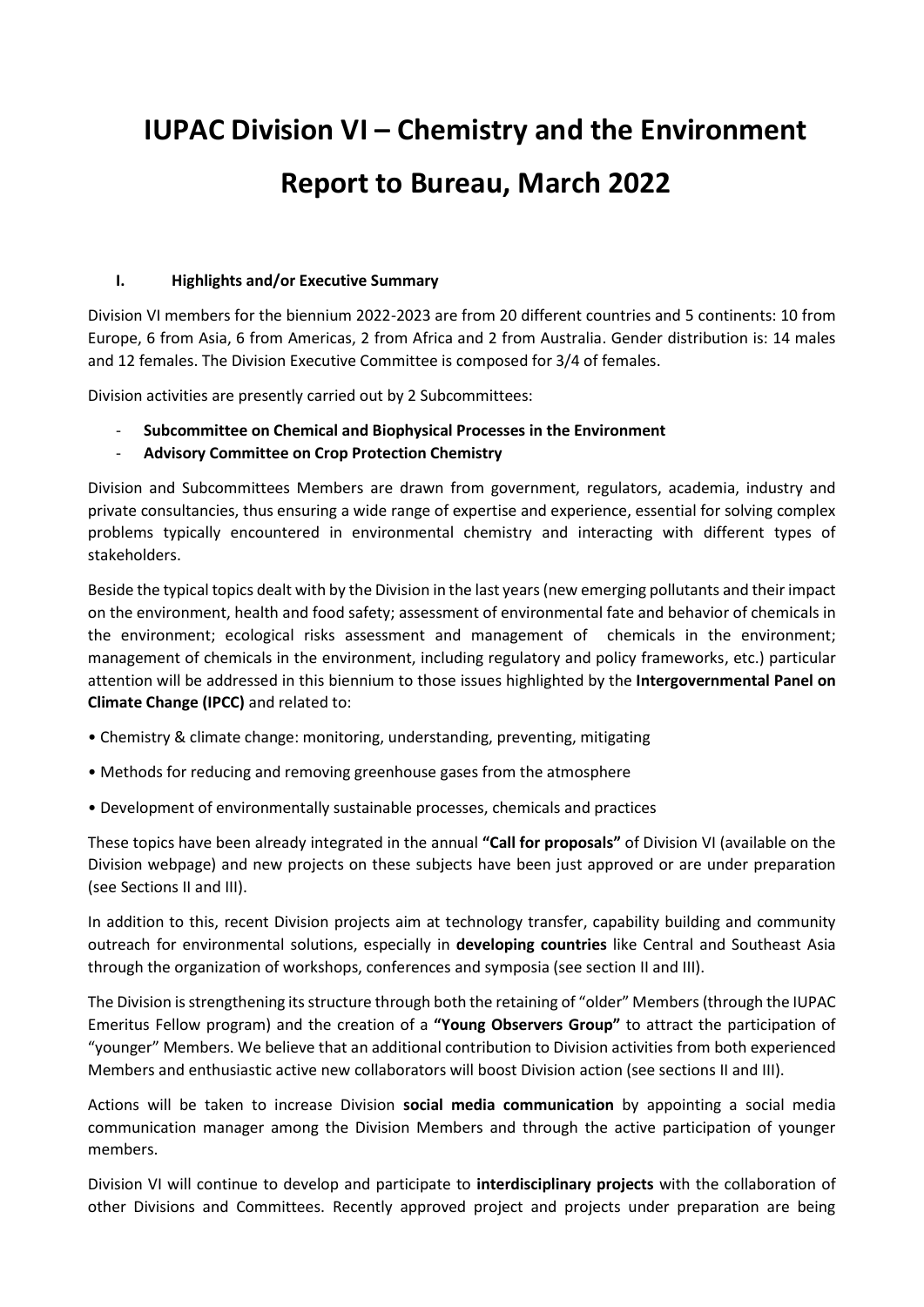# IUPAC Division VI – Chemistry and the Environment

# Report to Bureau, March 2022

## I. Highlights and/or Executive Summary

Division VI members for the biennium 2022-2023 are from 20 different countries and 5 continents: 10 from Europe, 6 from Asia, 6 from Americas, 2 from Africa and 2 from Australia. Gender distribution is: 14 males and 12 females. The Division Executive Committee is composed for 3/4 of females.

Division activities are presently carried out by 2 Subcommittees:

- **Subcommittee on Chemical and Biophysical Processes in the Environment**
- **Advisory Committee on Crop Protection Chemistry**

Division and Subcommittees Members are drawn from government, regulators, academia, industry and private consultancies, thus ensuring a wide range of expertise and experience, essential for solving complex problems typically encountered in environmental chemistry and interacting with different types of stakeholders.

Beside the typical topics dealt with by the Division in the last years (new emerging pollutants and their impact on the environment, health and food safety; assessment of environmental fate and behavior of chemicals in the environment; ecological risks assessment and management of chemicals in the environment; management of chemicals in the environment, including regulatory and policy frameworks, etc.) particular attention will be addressed in this biennium to those issues highlighted by the **Intergovernmental Panel on Climate Change (IPCC)** and related to:

- Chemistry & climate change: monitoring, understanding, preventing, mitigating
- Methods for reducing and removing greenhouse gases from the atmosphere
- Development of environmentally sustainable processes, chemicals and practices

These topics have been already integrated in the annual **"Call for proposals"** of Division VI (available on the Division webpage) and new projects on these subjects have been just approved or are under preparation (see Sections II and III).

In addition to this, recent Division projects aim at technology transfer, capability building and community outreach for environmental solutions, especially in **developing countries** like Central and Southeast Asia through the organization of workshops, conferences and symposia (see section II and III).

The Division is strengthening its structure through both the retaining of "older" Members (through the IUPAC Emeritus Fellow program) and the creation of a **"Young Observers Group"** to attract the participation of "younger" Members. We believe that an additional contribution to Division activities from both experienced Members and enthusiastic active new collaborators will boost Division action (see sections II and III).

Actions will be taken to increase Division **social media communication** by appointing a social media communication manager among the Division Members and through the active participation of younger members.

Division VI will continue to develop and participate to **interdisciplinary projects** with the collaboration of other Divisions and Committees. Recently approved project and projects under preparation are being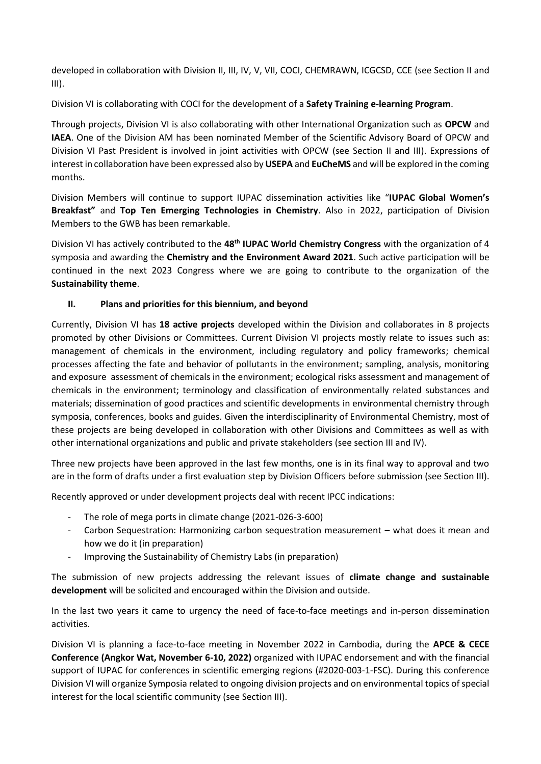developed in collaboration with Division II, III, IV, V, VII, COCI, CHEMRAWN, ICGCSD, CCE (see Section II and III).

Division VI is collaborating with COCI for the development of a **Safety Training e-learning Program**.

Through projects, Division VI is also collaborating with other International Organization such as **OPCW** and **IAEA**. One of the Division AM has been nominated Member of the Scientific Advisory Board of OPCW and Division VI Past President is involved in joint activities with OPCW (see Section II and III). Expressions of interest in collaboration have been expressed also by **USEPA** and **EuCheMS** and will be explored in the coming months.

Division Members will continue to support IUPAC dissemination activities like "**IUPAC Global Women's Breakfast"** and **Top Ten Emerging Technologies in Chemistry**. Also in 2022, participation of Division Members to the GWB has been remarkable.

Division VI has actively contributed to the **48th IUPAC World Chemistry Congress** with the organization of 4 symposia and awarding the **Chemistry and the Environment Award 2021**. Such active participation will be continued in the next 2023 Congress where we are going to contribute to the organization of the **Sustainability theme**.

## II. Plans and priorities for this biennium, and beyond

Currently, Division VI has **18 active projects** developed within the Division and collaborates in 8 projects promoted by other Divisions or Committees. Current Division VI projects mostly relate to issues such as: management of chemicals in the environment, including regulatory and policy frameworks; chemical processes affecting the fate and behavior of pollutants in the environment; sampling, analysis, monitoring and exposure assessment of chemicals in the environment; ecological risks assessment and management of chemicals in the environment; terminology and classification of environmentally related substances and materials; dissemination of good practices and scientific developments in environmental chemistry through symposia, conferences, books and guides. Given the interdisciplinarity of Environmental Chemistry, most of these projects are being developed in collaboration with other Divisions and Committees as well as with other international organizations and public and private stakeholders (see section III and IV).

Three new projects have been approved in the last few months, one is in its final way to approval and two are in the form of drafts under a first evaluation step by Division Officers before submission (see Section III).

Recently approved or under development projects deal with recent IPCC indications:

- The role of mega ports in climate change (2021-026-3-600)
- Carbon Sequestration: Harmonizing carbon sequestration measurement – what does it mean and how we do it (in preparation)
- Improving the Sustainability of Chemistry Labs (in preparation)

The submission of new projects addressing the relevant issues of **climate change and sustainable development** will be solicited and encouraged within the Division and outside.

In the last two years it came to urgency the need of face-to-face meetings and in-person dissemination activities.

Division VI is planning a face-to-face meeting in November 2022 in Cambodia, during the **APCE & CECE Conference (Angkor Wat, November 6-10, 2022)** organized with IUPAC endorsement and with the financial support of IUPAC for conferences in scientific emerging regions (#2020-003-1-FSC). During this conference Division VI will organize Symposia related to ongoing division projects and on environmental topics of special interest for the local scientific community (see Section III).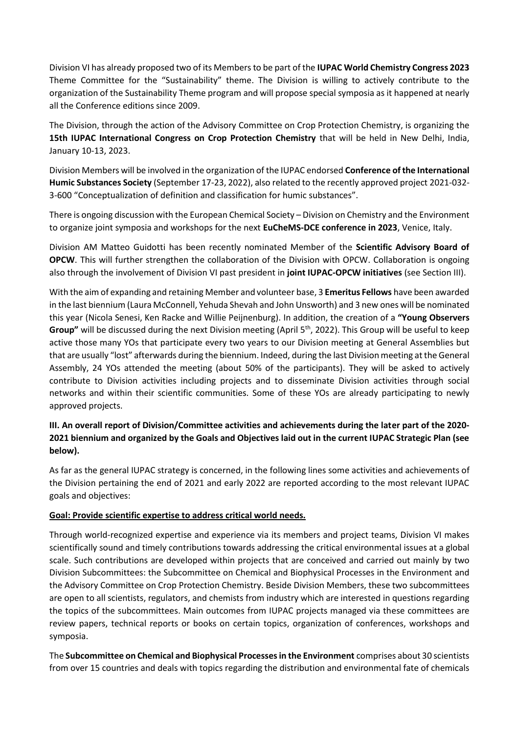Division VI has already proposed two of its Members to be part of the **IUPAC World Chemistry Congress 2023** Theme Committee for the "Sustainability" theme. The Division is willing to actively contribute to the organization of the Sustainability Theme program and will propose special symposia as it happened at nearly all the Conference editions since 2009.

The Division, through the action of the Advisory Committee on Crop Protection Chemistry, is organizing the **15th IUPAC International Congress on Crop Protection Chemistry** that will be held in New Delhi, India, January 10-13, 2023.

Division Members will be involved in the organization of the IUPAC endorsed **Conference of the International Humic Substances Society** (September 17-23, 2022), also related to the recently approved project 2021-032-3-600 "Conceptualization of definition and classification for humic substances".

There is ongoing discussion with the European Chemical Society – Division on Chemistry and the Environment to organize joint symposia and workshops for the next **EuCheMS-DCE conference in 2023**, Venice, Italy.

Division AM Matteo Guidotti has been recently nominated Member of the **Scientific Advisory Board of OPCW**. This will further strengthen the collaboration of the Division with OPCW. Collaboration is ongoing also through the involvement of Division VI past president in **joint IUPAC-OPCW initiatives** (see Section III).

With the aim of expanding and retaining Member and volunteer base, 3 **Emeritus Fellows** have been awarded in the last biennium (Laura McConnell, Yehuda Shevah and John Unsworth) and 3 new ones will be nominated this year (Nicola Senesi, Ken Racke and Willie Peijnenburg). In addition, the creation of a **"Young Observers Group"** will be discussed during the next Division meeting (April 5th, 2022). This Group will be useful to keep active those many YOs that participate every two years to our Division meeting at General Assemblies but that are usually "lost" afterwards during the biennium. Indeed, during the last Division meeting at the General Assembly, 24 YOs attended the meeting (about 50% of the participants). They will be asked to actively contribute to Division activities including projects and to disseminate Division activities through social networks and within their scientific communities. Some of these YOs are already participating to newly approved projects.

### III. An overall report of Division/Committee activities and achievements during the later part of the 2020-2021 biennium and organized by the Goals and Objectives laid out in the current IUPAC Strategic Plan (see below).

As far as the general IUPAC strategy is concerned, in the following lines some activities and achievements of the Division pertaining the end of 2021 and early 2022 are reported according to the most relevant IUPAC goals and objectives:

**Goal: Provide scientific expertise to address critical world needs.**

Through world-recognized expertise and experience via its members and project teams, Division VI makes scientifically sound and timely contributions towards addressing the critical environmental issues at a global scale. Such contributions are developed within projects that are conceived and carried out mainly by two Division Subcommittees: the Subcommittee on Chemical and Biophysical Processes in the Environment and the Advisory Committee on Crop Protection Chemistry. Beside Division Members, these two subcommittees are open to all scientists, regulators, and chemists from industry which are interested in questions regarding the topics of the subcommittees. Main outcomes from IUPAC projects managed via these committees are review papers, technical reports or books on certain topics, organization of conferences, workshops and symposia.

The **Subcommittee on Chemical and Biophysical Processes in the Environment** comprises about 30 scientists from over 15 countries and deals with topics regarding the distribution and environmental fate of chemicals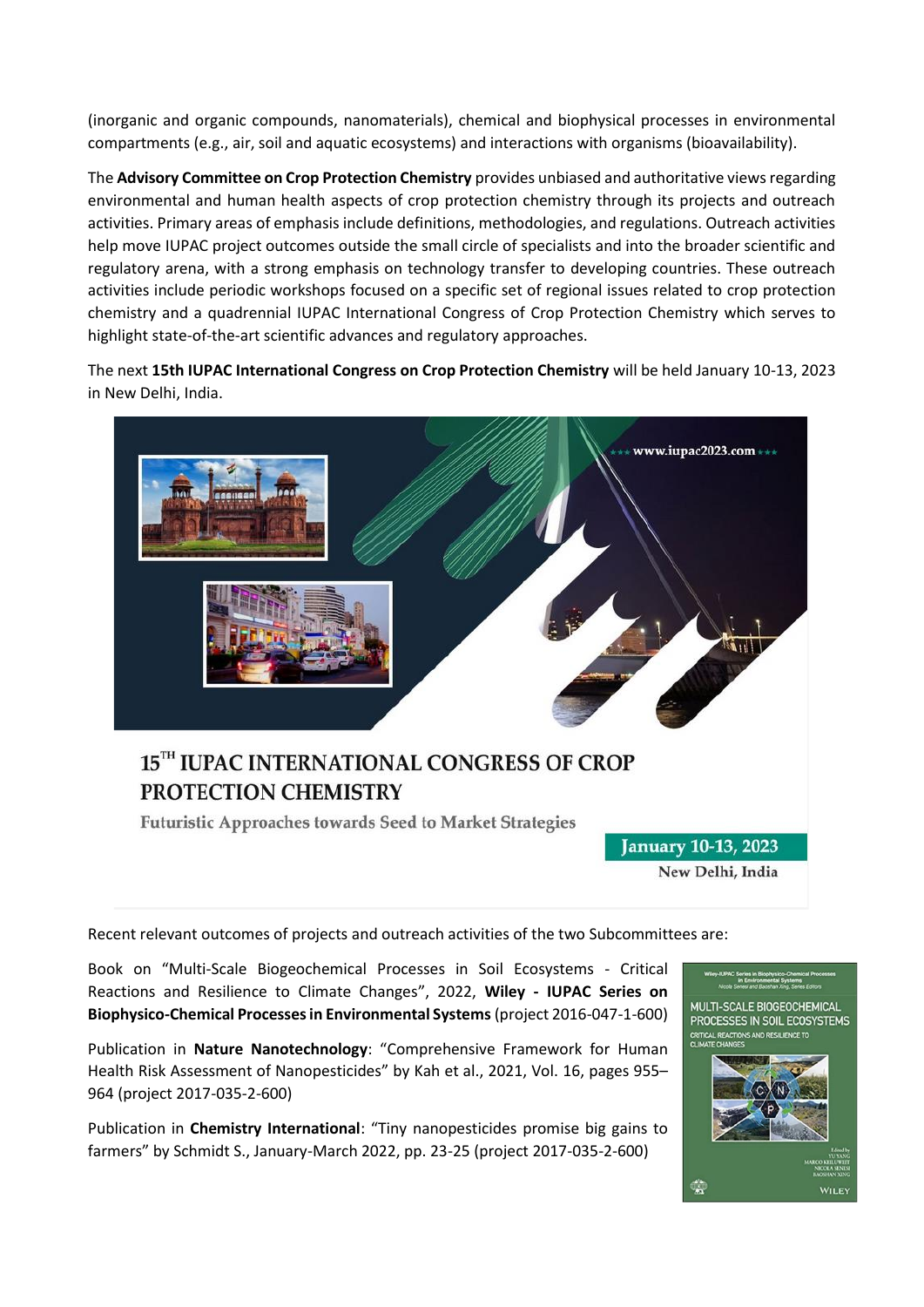(inorganic and organic compounds, nanomaterials), chemical and biophysical processes in environmental compartments (e.g., air, soil and aquatic ecosystems) and interactions with organisms (bioavailability).

The **Advisory Committee on Crop Protection Chemistry** provides unbiased and authoritative views regarding environmental and human health aspects of crop protection chemistry through its projects and outreach activities. Primary areas of emphasis include definitions, methodologies, and regulations. Outreach activities help move IUPAC project outcomes outside the small circle of specialists and into the broader scientific and regulatory arena, with a strong emphasis on technology transfer to developing countries. These outreach activities include periodic workshops focused on a specific set of regional issues related to crop protection chemistry and a quadrennial IUPAC International Congress of Crop Protection Chemistry which serves to highlight state-of-the-art scientific advances and regulatory approaches.

The next **15th IUPAC International Congress on Crop Protection Chemistry** will be held January 10-13, 2023 in New Delhi, India.

www.iupac2023.com

15TH IUPAC INTERNATIONAL CONGRESS OF CROP PROTECTION CHEMISTRY

Futuristic Approaches towards Seed to Market Strategies

January 10-13, 2023

New Delhi, India

Recent relevant outcomes of projects and outreach activities of the two Subcommittees are:

Book on "Multi-Scale Biogeochemical Processes in Soil Ecosystems - Critical Reactions and Resilience to Climate Changes", 2022, **Wiley - IUPAC Series on Biophysico-Chemical Processes in Environmental Systems** (project 2016-047-1-600)

Publication in **Nature Nanotechnology**: "Comprehensive Framework for Human Health Risk Assessment of Nanopesticides" by Kah et al., 2021, Vol. 16, pages 955–964 (project 2017-035-2-600)

Publication in **Chemistry International**: "Tiny nanopesticides promise big gains to farmers" by Schmidt S., January-March 2022, pp. 23-25 (project 2017-035-2-600)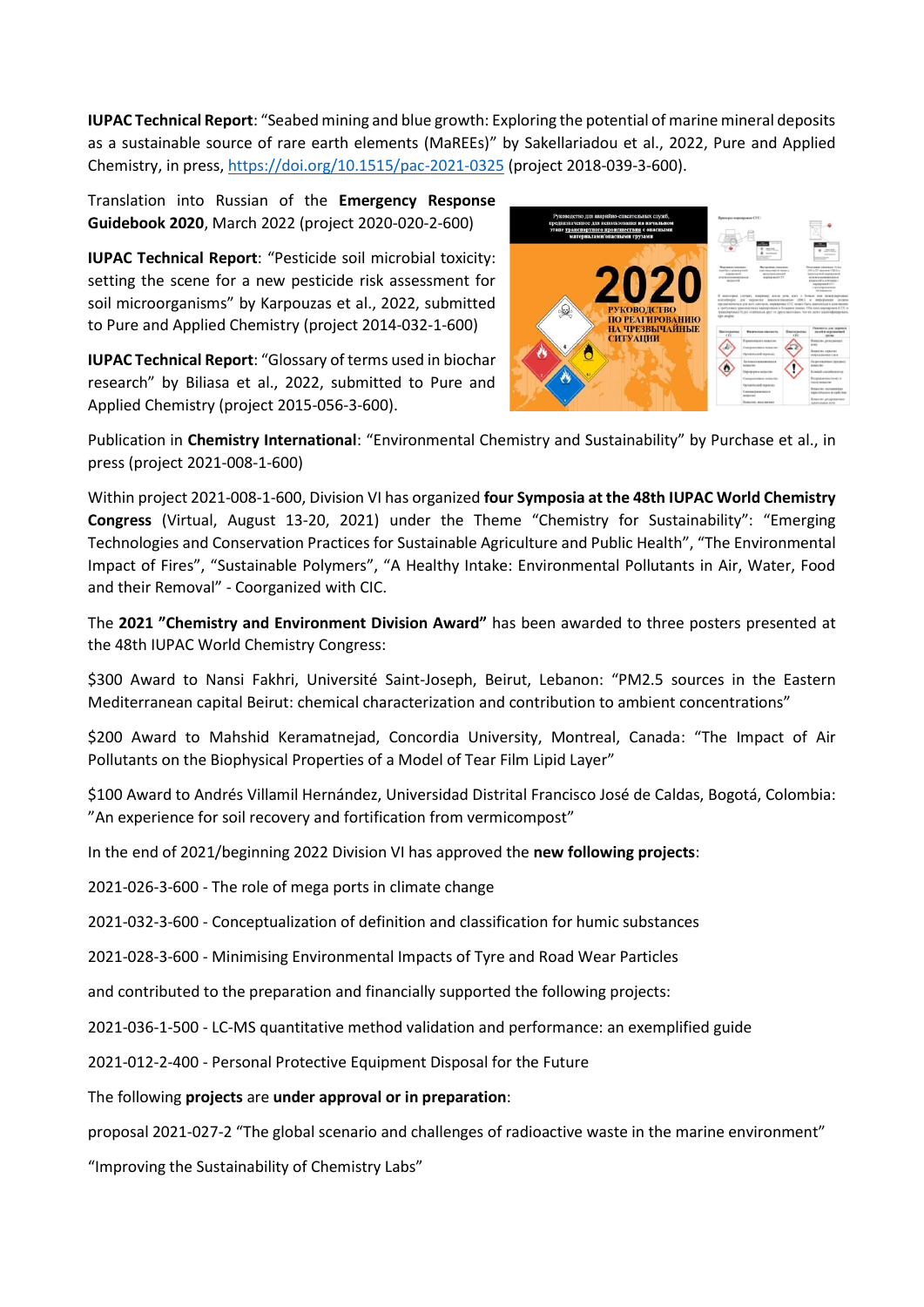**IUPAC Technical Report**: "Seabed mining and blue growth: Exploring the potential of marine mineral deposits as a sustainable source of rare earth elements (MaREEs)" by Sakellariadou et al., 2022, Pure and Applied Chemistry, in press, https://doi.org/10.1515/pac-2021-0325 (project 2018-039-3-600).

Translation into Russian of the **Emergency Response Guidebook 2020**, March 2022 (project 2020-020-2-600)

**IUPAC Technical Report**: "Pesticide soil microbial toxicity: setting the scene for a new pesticide risk assessment for soil microorganisms" by Karpouzas et al., 2022, submitted to Pure and Applied Chemistry (project 2014-032-1-600)

**IUPAC Technical Report**: "Glossary of terms used in biochar research" by Biliasa et al., 2022, submitted to Pure and Applied Chemistry (project 2015-056-3-600).

Publication in **Chemistry International**: "Environmental Chemistry and Sustainability" by Purchase et al., in press (project 2021-008-1-600)

Within project 2021-008-1-600, Division VI has organized **four Symposia at the 48th IUPAC World Chemistry Congress** (Virtual, August 13-20, 2021) under the Theme "Chemistry for Sustainability": "Emerging Technologies and Conservation Practices for Sustainable Agriculture and Public Health", "The Environmental Impact of Fires", "Sustainable Polymers", "A Healthy Intake: Environmental Pollutants in Air, Water, Food and their Removal" - Coorganized with CIC.

The **2021 "Chemistry and Environment Division Award"** has been awarded to three posters presented at the 48th IUPAC World Chemistry Congress:

$300 Award to Nansi Fakhri, Université Saint-Joseph, Beirut, Lebanon: "PM2.5 sources in the Eastern Mediterranean capital Beirut: chemical characterization and contribution to ambient concentrations"

$200 Award to Mahshid Keramatnejad, Concordia University, Montreal, Canada: "The Impact of Air Pollutants on the Biophysical Properties of a Model of Tear Film Lipid Layer"

$100 Award to Andrés Villamil Hernández, Universidad Distrital Francisco José de Caldas, Bogotá, Colombia: "An experience for soil recovery and fortification from vermicompost"

In the end of 2021/beginning 2022 Division VI has approved the **new following projects**:

2021-026-3-600 - The role of mega ports in climate change

2021-032-3-600 - Conceptualization of definition and classification for humic substances

2021-028-3-600 - Minimising Environmental Impacts of Tyre and Road Wear Particles

and contributed to the preparation and financially supported the following projects:

2021-036-1-500 - LC-MS quantitative method validation and performance: an exemplified guide

2021-012-2-400 - Personal Protective Equipment Disposal for the Future

The following **projects** are **under approval or in preparation**:

proposal 2021-027-2 "The global scenario and challenges of radioactive waste in the marine environment"

"Improving the Sustainability of Chemistry Labs"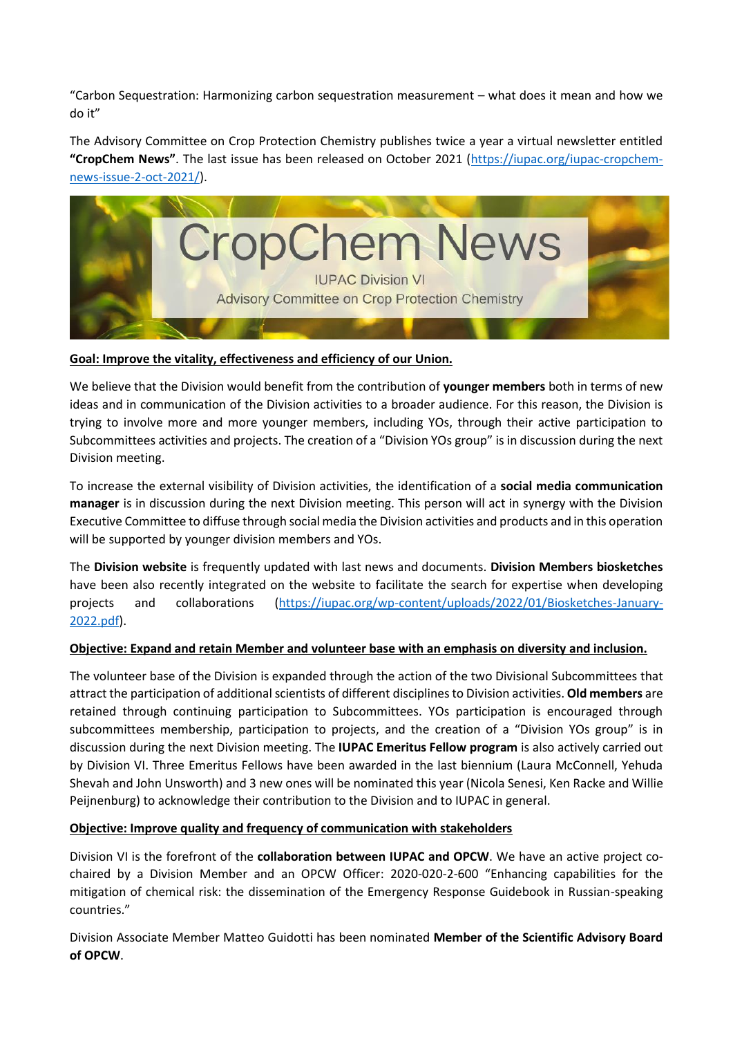"Carbon Sequestration: Harmonizing carbon sequestration measurement – what does it mean and how we do it"

The Advisory Committee on Crop Protection Chemistry publishes twice a year a virtual newsletter entitled **"CropChem News"**. The last issue has been released on October 2021 (https://iupac.org/iupac-cropchem-news-issue-2-oct-2021/).

CropChem News

IUPAC Division VI

Advisory Committee on Crop Protection Chemistry

**Goal: Improve the vitality, effectiveness and efficiency of our Union.**

We believe that the Division would benefit from the contribution of **younger members** both in terms of new ideas and in communication of the Division activities to a broader audience. For this reason, the Division is trying to involve more and more younger members, including YOs, through their active participation to Subcommittees activities and projects. The creation of a "Division YOs group" is in discussion during the next Division meeting.

To increase the external visibility of Division activities, the identification of a **social media communication manager** is in discussion during the next Division meeting. This person will act in synergy with the Division Executive Committee to diffuse through social media the Division activities and products and in this operation will be supported by younger division members and YOs.

The **Division website** is frequently updated with last news and documents. **Division Members biosketches** have been also recently integrated on the website to facilitate the search for expertise when developing projects and collaborations (https://iupac.org/wp-content/uploads/2022/01/Biosketches-January-2022.pdf).

**Objective: Expand and retain Member and volunteer base with an emphasis on diversity and inclusion.**

The volunteer base of the Division is expanded through the action of the two Divisional Subcommittees that attract the participation of additional scientists of different disciplines to Division activities. **Old members** are retained through continuing participation to Subcommittees. YOs participation is encouraged through subcommittees membership, participation to projects, and the creation of a "Division YOs group" is in discussion during the next Division meeting. The **IUPAC Emeritus Fellow program** is also actively carried out by Division VI. Three Emeritus Fellows have been awarded in the last biennium (Laura McConnell, Yehuda Shevah and John Unsworth) and 3 new ones will be nominated this year (Nicola Senesi, Ken Racke and Willie Peijnenburg) to acknowledge their contribution to the Division and to IUPAC in general.

**Objective: Improve quality and frequency of communication with stakeholders**

Division VI is the forefront of the **collaboration between IUPAC and OPCW**. We have an active project co-chaired by a Division Member and an OPCW Officer: 2020-020-2-600 "Enhancing capabilities for the mitigation of chemical risk: the dissemination of the Emergency Response Guidebook in Russian-speaking countries."

Division Associate Member Matteo Guidotti has been nominated **Member of the Scientific Advisory Board of OPCW**.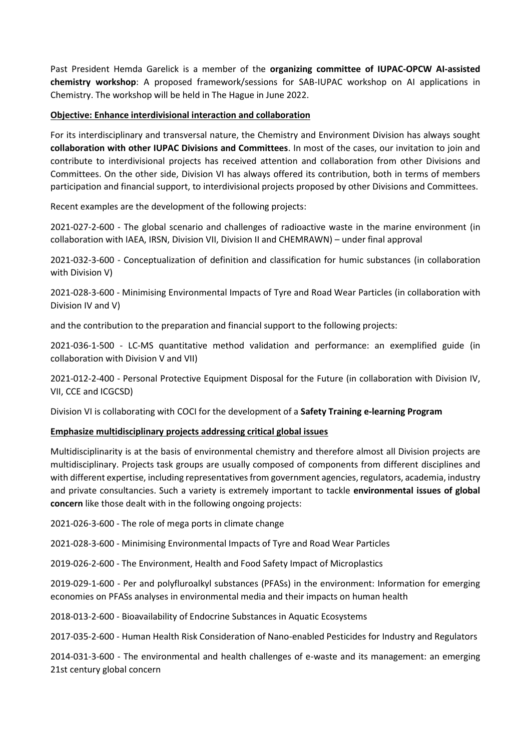Past President Hemda Garelick is a member of the **organizing committee of IUPAC-OPCW AI-assisted chemistry workshop**: A proposed framework/sessions for SAB-IUPAC workshop on AI applications in Chemistry. The workshop will be held in The Hague in June 2022.

**Objective: Enhance interdivisional interaction and collaboration**

For its interdisciplinary and transversal nature, the Chemistry and Environment Division has always sought **collaboration with other IUPAC Divisions and Committees**. In most of the cases, our invitation to join and contribute to interdivisional projects has received attention and collaboration from other Divisions and Committees. On the other side, Division VI has always offered its contribution, both in terms of members participation and financial support, to interdivisional projects proposed by other Divisions and Committees.

Recent examples are the development of the following projects:

2021-027-2-600 - The global scenario and challenges of radioactive waste in the marine environment (in collaboration with IAEA, IRSN, Division VII, Division II and CHEMRAWN) – under final approval

2021-032-3-600 - Conceptualization of definition and classification for humic substances (in collaboration with Division V)

2021-028-3-600 - Minimising Environmental Impacts of Tyre and Road Wear Particles (in collaboration with Division IV and V)

and the contribution to the preparation and financial support to the following projects:

2021-036-1-500 - LC-MS quantitative method validation and performance: an exemplified guide (in collaboration with Division V and VII)

2021-012-2-400 - Personal Protective Equipment Disposal for the Future (in collaboration with Division IV, VII, CCE and ICGCSD)

Division VI is collaborating with COCI for the development of a **Safety Training e-learning Program**

**Emphasize multidisciplinary projects addressing critical global issues**

Multidisciplinarity is at the basis of environmental chemistry and therefore almost all Division projects are multidisciplinary. Projects task groups are usually composed of components from different disciplines and with different expertise, including representatives from government agencies, regulators, academia, industry and private consultancies. Such a variety is extremely important to tackle **environmental issues of global concern** like those dealt with in the following ongoing projects:

2021-026-3-600 - The role of mega ports in climate change

2021-028-3-600 - Minimising Environmental Impacts of Tyre and Road Wear Particles

2019-026-2-600 - The Environment, Health and Food Safety Impact of Microplastics

2019-029-1-600 - Per and polyfluroalkyl substances (PFASs) in the environment: Information for emerging economies on PFASs analyses in environmental media and their impacts on human health

2018-013-2-600 - Bioavailability of Endocrine Substances in Aquatic Ecosystems

2017-035-2-600 - Human Health Risk Consideration of Nano-enabled Pesticides for Industry and Regulators

2014-031-3-600 - The environmental and health challenges of e-waste and its management: an emerging 21st century global concern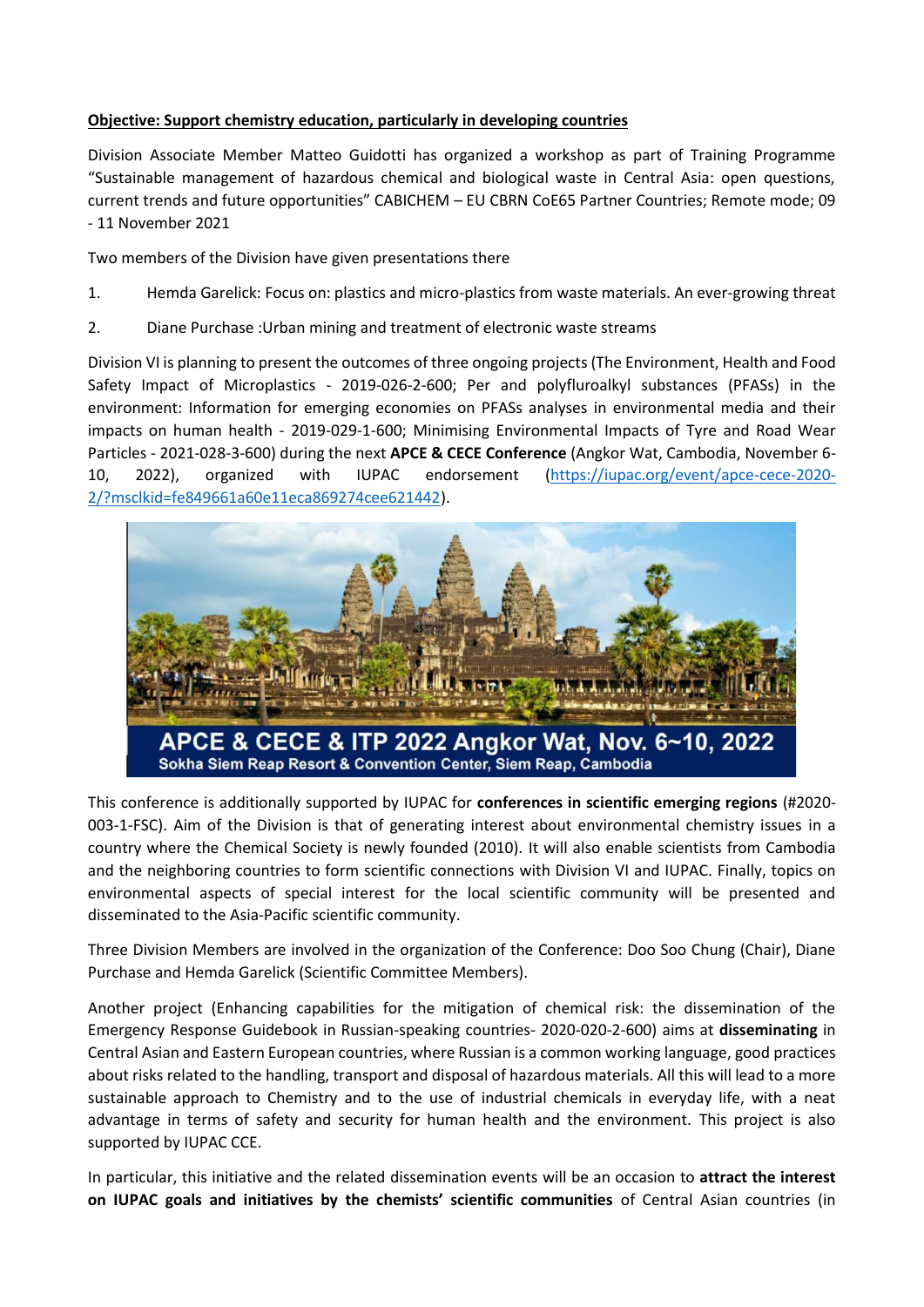**Objective: Support chemistry education, particularly in developing countries**

Division Associate Member Matteo Guidotti has organized a workshop as part of Training Programme "Sustainable management of hazardous chemical and biological waste in Central Asia: open questions, current trends and future opportunities" CABICHEM – EU CBRN CoE65 Partner Countries; Remote mode; 09 - 11 November 2021

Two members of the Division have given presentations there

1. Hemda Garelick: Focus on: plastics and micro-plastics from waste materials. An ever-growing threat
2. Diane Purchase :Urban mining and treatment of electronic waste streams

Division VI is planning to present the outcomes of three ongoing projects (The Environment, Health and Food Safety Impact of Microplastics - 2019-026-2-600; Per and polyfluroalkyl substances (PFASs) in the environment: Information for emerging economies on PFASs analyses in environmental media and their impacts on human health - 2019-029-1-600; Minimising Environmental Impacts of Tyre and Road Wear Particles - 2021-028-3-600) during the next **APCE & CECE Conference** (Angkor Wat, Cambodia, November 6-10, 2022), organized with IUPAC endorsement (https://iupac.org/event/apce-cece-2020-2/?msclkid=fe849661a60e11eca869274cee621442).

APCE & CECE & ITP 2022 Angkor Wat, Nov. 6~10, 2022
Sokha Siem Reap Resort & Convention Center, Siem Reap, Cambodia

This conference is additionally supported by IUPAC for **conferences in scientific emerging regions** (#2020-003-1-FSC). Aim of the Division is that of generating interest about environmental chemistry issues in a country where the Chemical Society is newly founded (2010). It will also enable scientists from Cambodia and the neighboring countries to form scientific connections with Division VI and IUPAC. Finally, topics on environmental aspects of special interest for the local scientific community will be presented and disseminated to the Asia-Pacific scientific community.

Three Division Members are involved in the organization of the Conference: Doo Soo Chung (Chair), Diane Purchase and Hemda Garelick (Scientific Committee Members).

Another project (Enhancing capabilities for the mitigation of chemical risk: the dissemination of the Emergency Response Guidebook in Russian-speaking countries- 2020-020-2-600) aims at **disseminating** in Central Asian and Eastern European countries, where Russian is a common working language, good practices about risks related to the handling, transport and disposal of hazardous materials. All this will lead to a more sustainable approach to Chemistry and to the use of industrial chemicals in everyday life, with a neat advantage in terms of safety and security for human health and the environment. This project is also supported by IUPAC CCE.

In particular, this initiative and the related dissemination events will be an occasion to **attract the interest on IUPAC goals and initiatives by the chemists' scientific communities** of Central Asian countries (in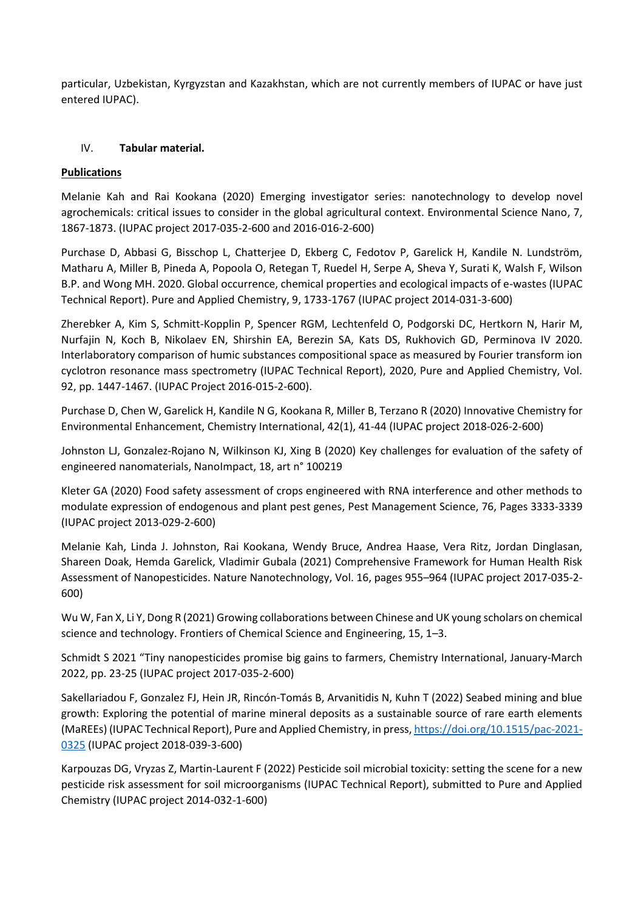particular, Uzbekistan, Kyrgyzstan and Kazakhstan, which are not currently members of IUPAC or have just entered IUPAC).

IV. **Tabular material.**

**Publications**

Melanie Kah and Rai Kookana (2020) Emerging investigator series: nanotechnology to develop novel agrochemicals: critical issues to consider in the global agricultural context. Environmental Science Nano, 7, 1867-1873. (IUPAC project 2017-035-2-600 and 2016-016-2-600)

Purchase D, Abbasi G, Bisschop L, Chatterjee D, Ekberg C, Fedotov P, Garelick H, Kandile N. Lundström, Matharu A, Miller B, Pineda A, Popoola O, Retegan T, Ruedel H, Serpe A, Sheva Y, Surati K, Walsh F, Wilson B.P. and Wong MH. 2020. Global occurrence, chemical properties and ecological impacts of e-wastes (IUPAC Technical Report). Pure and Applied Chemistry, 9, 1733-1767 (IUPAC project 2014-031-3-600)

Zherebker A, Kim S, Schmitt-Kopplin P, Spencer RGM, Lechtenfeld O, Podgorski DC, Hertkorn N, Harir M, Nurfajin N, Koch B, Nikolaev EN, Shirshin EA, Berezin SA, Kats DS, Rukhovich GD, Perminova IV 2020. Interlaboratory comparison of humic substances compositional space as measured by Fourier transform ion cyclotron resonance mass spectrometry (IUPAC Technical Report), 2020, Pure and Applied Chemistry, Vol. 92, pp. 1447-1467. (IUPAC Project 2016-015-2-600).

Purchase D, Chen W, Garelick H, Kandile N G, Kookana R, Miller B, Terzano R (2020) Innovative Chemistry for Environmental Enhancement, Chemistry International, 42(1), 41-44 (IUPAC project 2018-026-2-600)

Johnston LJ, Gonzalez-Rojano N, Wilkinson KJ, Xing B (2020) Key challenges for evaluation of the safety of engineered nanomaterials, NanoImpact, 18, art n° 100219

Kleter GA (2020) Food safety assessment of crops engineered with RNA interference and other methods to modulate expression of endogenous and plant pest genes, Pest Management Science, 76, Pages 3333-3339 (IUPAC project 2013-029-2-600)

Melanie Kah, Linda J. Johnston, Rai Kookana, Wendy Bruce, Andrea Haase, Vera Ritz, Jordan Dinglasan, Shareen Doak, Hemda Garelick, Vladimir Gubala (2021) Comprehensive Framework for Human Health Risk Assessment of Nanopesticides. Nature Nanotechnology, Vol. 16, pages 955–964 (IUPAC project 2017-035-2-600)

Wu W, Fan X, Li Y, Dong R (2021) Growing collaborations between Chinese and UK young scholars on chemical science and technology. Frontiers of Chemical Science and Engineering, 15, 1–3.

Schmidt S 2021 "Tiny nanopesticides promise big gains to farmers, Chemistry International, January-March 2022, pp. 23-25 (IUPAC project 2017-035-2-600)

Sakellariadou F, Gonzalez FJ, Hein JR, Rincón-Tomás B, Arvanitidis N, Kuhn T (2022) Seabed mining and blue growth: Exploring the potential of marine mineral deposits as a sustainable source of rare earth elements (MaREEs) (IUPAC Technical Report), Pure and Applied Chemistry, in press, https://doi.org/10.1515/pac-2021-0325 (IUPAC project 2018-039-3-600)

Karpouzas DG, Vryzas Z, Martin-Laurent F (2022) Pesticide soil microbial toxicity: setting the scene for a new pesticide risk assessment for soil microorganisms (IUPAC Technical Report), submitted to Pure and Applied Chemistry (IUPAC project 2014-032-1-600)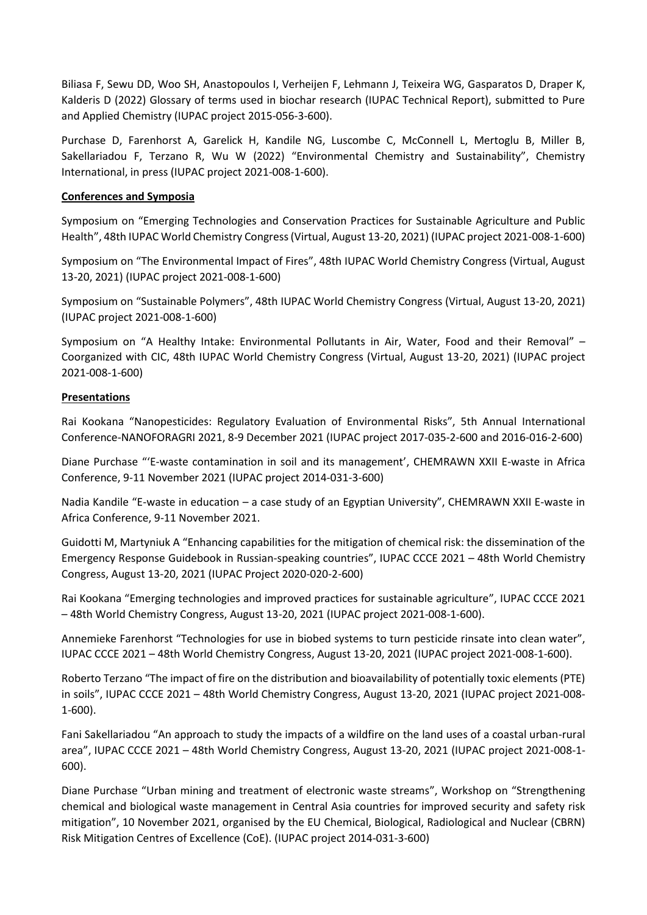Biliasa F, Sewu DD, Woo SH, Anastopoulos I, Verheijen F, Lehmann J, Teixeira WG, Gasparatos D, Draper K, Kalderis D (2022) Glossary of terms used in biochar research (IUPAC Technical Report), submitted to Pure and Applied Chemistry (IUPAC project 2015-056-3-600).

Purchase D, Farenhorst A, Garelick H, Kandile NG, Luscombe C, McConnell L, Mertoglu B, Miller B, Sakellariadou F, Terzano R, Wu W (2022) "Environmental Chemistry and Sustainability", Chemistry International, in press (IUPAC project 2021-008-1-600).

**Conferences and Symposia**

Symposium on "Emerging Technologies and Conservation Practices for Sustainable Agriculture and Public Health", 48th IUPAC World Chemistry Congress (Virtual, August 13-20, 2021) (IUPAC project 2021-008-1-600)

Symposium on "The Environmental Impact of Fires", 48th IUPAC World Chemistry Congress (Virtual, August 13-20, 2021) (IUPAC project 2021-008-1-600)

Symposium on "Sustainable Polymers", 48th IUPAC World Chemistry Congress (Virtual, August 13-20, 2021) (IUPAC project 2021-008-1-600)

Symposium on "A Healthy Intake: Environmental Pollutants in Air, Water, Food and their Removal" – Coorganized with CIC, 48th IUPAC World Chemistry Congress (Virtual, August 13-20, 2021) (IUPAC project 2021-008-1-600)

**Presentations**

Rai Kookana "Nanopesticides: Regulatory Evaluation of Environmental Risks", 5th Annual International Conference-NANOFORAGRI 2021, 8-9 December 2021 (IUPAC project 2017-035-2-600 and 2016-016-2-600)

Diane Purchase "'E-waste contamination in soil and its management', CHEMRAWN XXII E-waste in Africa Conference, 9-11 November 2021 (IUPAC project 2014-031-3-600)

Nadia Kandile "E-waste in education – a case study of an Egyptian University", CHEMRAWN XXII E-waste in Africa Conference, 9-11 November 2021.

Guidotti M, Martyniuk A "Enhancing capabilities for the mitigation of chemical risk: the dissemination of the Emergency Response Guidebook in Russian-speaking countries", IUPAC CCCE 2021 – 48th World Chemistry Congress, August 13-20, 2021 (IUPAC Project 2020-020-2-600)

Rai Kookana "Emerging technologies and improved practices for sustainable agriculture", IUPAC CCCE 2021 – 48th World Chemistry Congress, August 13-20, 2021 (IUPAC project 2021-008-1-600).

Annemieke Farenhorst "Technologies for use in biobed systems to turn pesticide rinsate into clean water", IUPAC CCCE 2021 – 48th World Chemistry Congress, August 13-20, 2021 (IUPAC project 2021-008-1-600).

Roberto Terzano "The impact of fire on the distribution and bioavailability of potentially toxic elements (PTE) in soils", IUPAC CCCE 2021 – 48th World Chemistry Congress, August 13-20, 2021 (IUPAC project 2021-008-1-600).

Fani Sakellariadou "An approach to study the impacts of a wildfire on the land uses of a coastal urban-rural area", IUPAC CCCE 2021 – 48th World Chemistry Congress, August 13-20, 2021 (IUPAC project 2021-008-1-600).

Diane Purchase "Urban mining and treatment of electronic waste streams", Workshop on "Strengthening chemical and biological waste management in Central Asia countries for improved security and safety risk mitigation", 10 November 2021, organised by the EU Chemical, Biological, Radiological and Nuclear (CBRN) Risk Mitigation Centres of Excellence (CoE). (IUPAC project 2014-031-3-600)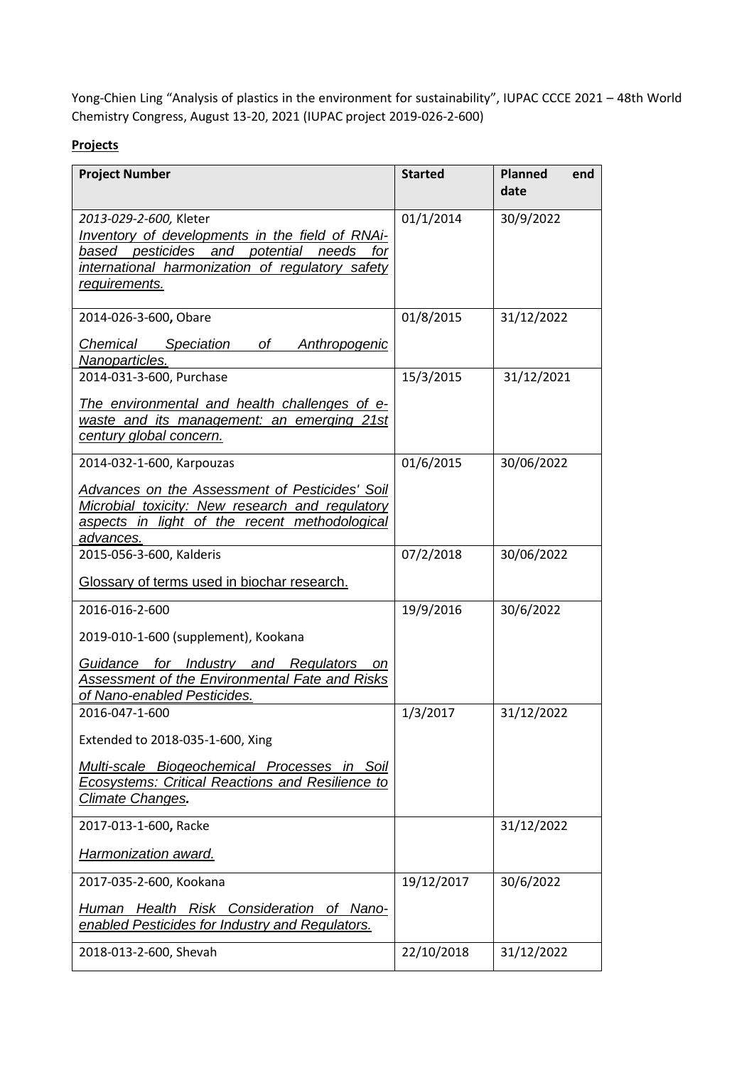Yong-Chien Ling "Analysis of plastics in the environment for sustainability", IUPAC CCCE 2021 – 48th World Chemistry Congress, August 13-20, 2021 (IUPAC project 2019-026-2-600)

**Projects**

| Project Number | Started | Planned end date |
|---|---|---|
| *2013-029-2-600,* Kleter <br> *Inventory of developments in the field of RNAi-based pesticides and potential needs for international harmonization of regulatory safety requirements.* | 01/1/2014 | 30/9/2022 |
| 2014-026-3-600, **Obare** <br> *Chemical Speciation of Anthropogenic Nanoparticles.* | 01/8/2015 | 31/12/2022 |
| 2014-031-3-600, Purchase <br> *The environmental and health challenges of e-waste and its management: an emerging 21st century global concern.* | 15/3/2015 | 31/12/2021 |
| 2014-032-1-600, Karpouzas <br> *Advances on the Assessment of Pesticides' Soil Microbial toxicity: New research and regulatory aspects in light of the recent methodological advances.* | 01/6/2015 | 30/06/2022 |
| 2015-056-3-600, Kalderis <br> Glossary of terms used in biochar research. | 07/2/2018 | 30/06/2022 |
| 2016-016-2-600 <br> 2019-010-1-600 (supplement), Kookana <br> *Guidance for Industry and Regulators on Assessment of the Environmental Fate and Risks of Nano-enabled Pesticides.* | 19/9/2016 | 30/6/2022 |
| 2016-047-1-600 <br> Extended to 2018-035-1-600, Xing <br> *Multi-scale Biogeochemical Processes in Soil Ecosystems: Critical Reactions and Resilience to Climate Changes.* | 1/3/2017 | 31/12/2022 |
| 2017-013-1-600, **Racke** <br> *Harmonization award.* | | 31/12/2022 |
| 2017-035-2-600, Kookana <br> *Human Health Risk Consideration of Nano-enabled Pesticides for Industry and Regulators.* | 19/12/2017 | 30/6/2022 |
| 2018-013-2-600, Shevah | 22/10/2018 | 31/12/2022 |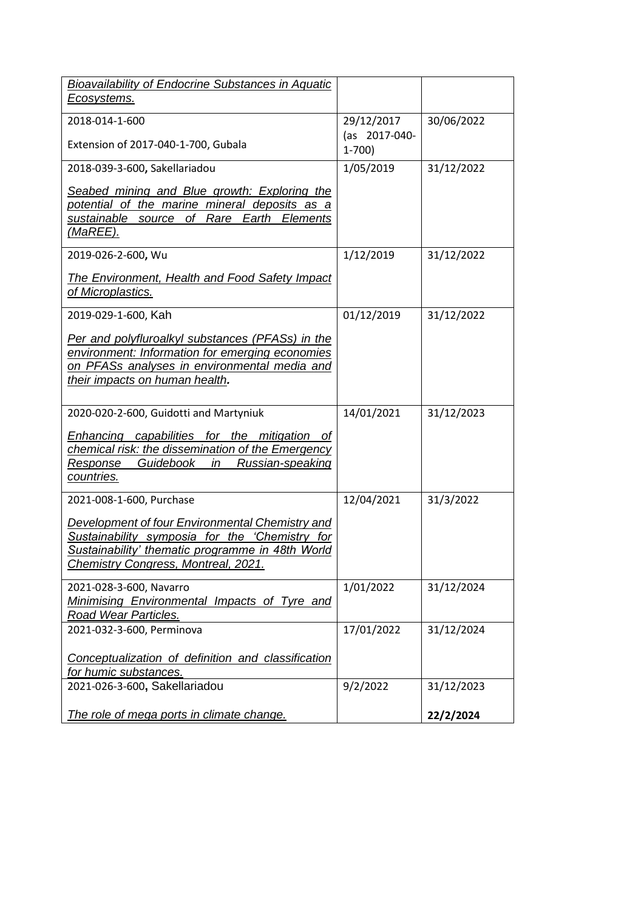| | | |
|---|---|---|
| *Bioavailability of Endocrine Substances in Aquatic Ecosystems.* | | |
| 2018-014-1-600<br><br>Extension of 2017-040-1-700, Gubala | 29/12/2017 (as 2017-040-1-700) | 30/06/2022 |
| 2018-039-3-600, Sakellariadou<br><br>*Seabed mining and Blue growth: Exploring the potential of the marine mineral deposits as a sustainable source of Rare Earth Elements (MaREE).* | 1/05/2019 | 31/12/2022 |
| 2019-026-2-600, Wu<br><br>*The Environment, Health and Food Safety Impact of Microplastics.* | 1/12/2019 | 31/12/2022 |
| 2019-029-1-600, Kah<br><br>*Per and polyfluroalkyl substances (PFASs) in the environment: Information for emerging economies on PFASs analyses in environmental media and their impacts on human health.* | 01/12/2019 | 31/12/2022 |
| 2020-020-2-600, Guidotti and Martyniuk<br><br>*Enhancing capabilities for the mitigation of chemical risk: the dissemination of the Emergency Response Guidebook in Russian-speaking countries.* | 14/01/2021 | 31/12/2023 |
| 2021-008-1-600, Purchase<br><br>*Development of four Environmental Chemistry and Sustainability symposia for the 'Chemistry for Sustainability' thematic programme in 48th World Chemistry Congress, Montreal, 2021.* | 12/04/2021 | 31/3/2022 |
| 2021-028-3-600, Navarro<br>*Minimising Environmental Impacts of Tyre and Road Wear Particles.* | 1/01/2022 | 31/12/2024 |
| 2021-032-3-600, Perminova<br><br>*Conceptualization of definition and classification for humic substances.* | 17/01/2022 | 31/12/2024 |
| 2021-026-3-600, Sakellariadou<br><br>*The role of mega ports in climate change.* | 9/2/2022 | 31/12/2023<br><br>**22/2/2024** |